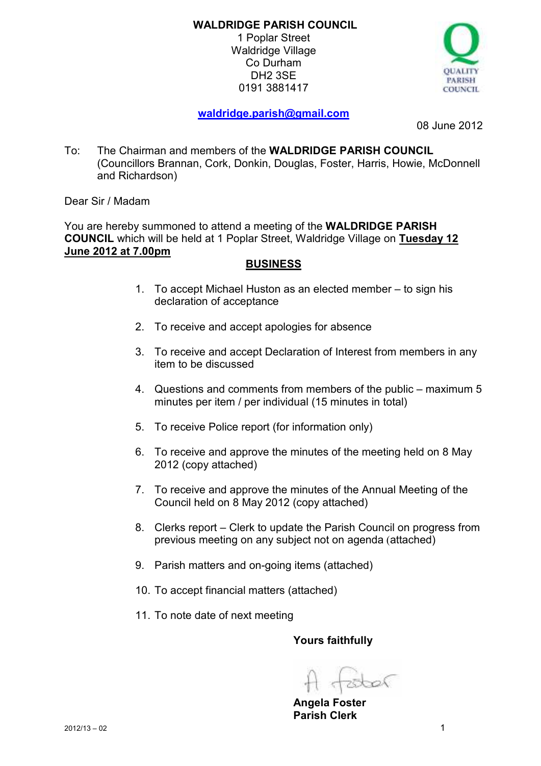**WALDRIDGE PARISH COUNCIL**
1 Poplar Street
Waldridge Village
Co Durham
DH2 3SE
0191 3881417

**waldridge.parish@gmail.com**

08 June 2012

To: The Chairman and members of the **WALDRIDGE PARISH COUNCIL** (Councillors Brannan, Cork, Donkin, Douglas, Foster, Harris, Howie, McDonnell and Richardson)

Dear Sir / Madam

You are hereby summoned to attend a meeting of the **WALDRIDGE PARISH COUNCIL** which will be held at 1 Poplar Street, Waldridge Village on **Tuesday 12 June 2012 at 7.00pm**

## BUSINESS

1. To accept Michael Huston as an elected member – to sign his declaration of acceptance
2. To receive and accept apologies for absence
3. To receive and accept Declaration of Interest from members in any item to be discussed
4. Questions and comments from members of the public – maximum 5 minutes per item / per individual (15 minutes in total)
5. To receive Police report (for information only)
6. To receive and approve the minutes of the meeting held on 8 May 2012 (copy attached)
7. To receive and approve the minutes of the Annual Meeting of the Council held on 8 May 2012 (copy attached)
8. Clerks report – Clerk to update the Parish Council on progress from previous meeting on any subject not on agenda (attached)
9. Parish matters and on-going items (attached)
10. To accept financial matters (attached)
11. To note date of next meeting

**Yours faithfully**

A Foster

**Angela Foster**
**Parish Clerk**

2012/13 – 02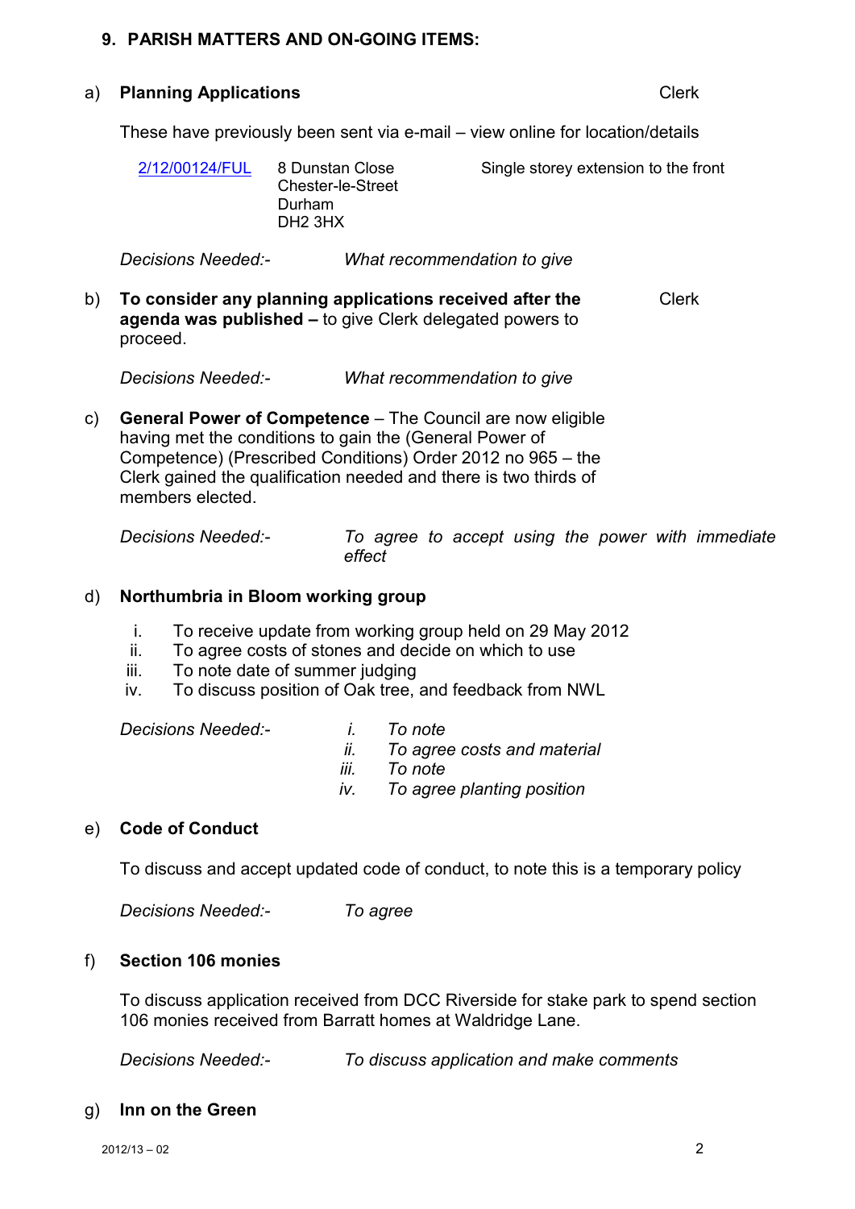## 9. PARISH MATTERS AND ON-GOING ITEMS:

### a) Planning Applications — Clerk

These have previously been sent via e-mail – view online for location/details

| | | |
|---|---|---|
| 2/12/00124/FUL | 8 Dunstan Close<br>Chester-le-Street<br>Durham<br>DH2 3HX | Single storey extension to the front |

*Decisions Needed:-* *What recommendation to give*

### b) To consider any planning applications received after the agenda was published – to give Clerk delegated powers to proceed. — Clerk

*Decisions Needed:-* *What recommendation to give*

### c) General Power of Competence

**General Power of Competence** – The Council are now eligible having met the conditions to gain the (General Power of Competence) (Prescribed Conditions) Order 2012 no 965 – the Clerk gained the qualification needed and there is two thirds of members elected.

*Decisions Needed:-* *To agree to accept using the power with immediate effect*

### d) Northumbria in Bloom working group

i. To receive update from working group held on 29 May 2012
ii. To agree costs of stones and decide on which to use
iii. To note date of summer judging
iv. To discuss position of Oak tree, and feedback from NWL

*Decisions Needed:-*

*i. To note*
*ii. To agree costs and material*
*iii. To note*
*iv. To agree planting position*

### e) Code of Conduct

To discuss and accept updated code of conduct, to note this is a temporary policy

*Decisions Needed:-* *To agree*

### f) Section 106 monies

To discuss application received from DCC Riverside for stake park to spend section 106 monies received from Barratt homes at Waldridge Lane.

*Decisions Needed:-* *To discuss application and make comments*

### g) Inn on the Green

2012/13 – 02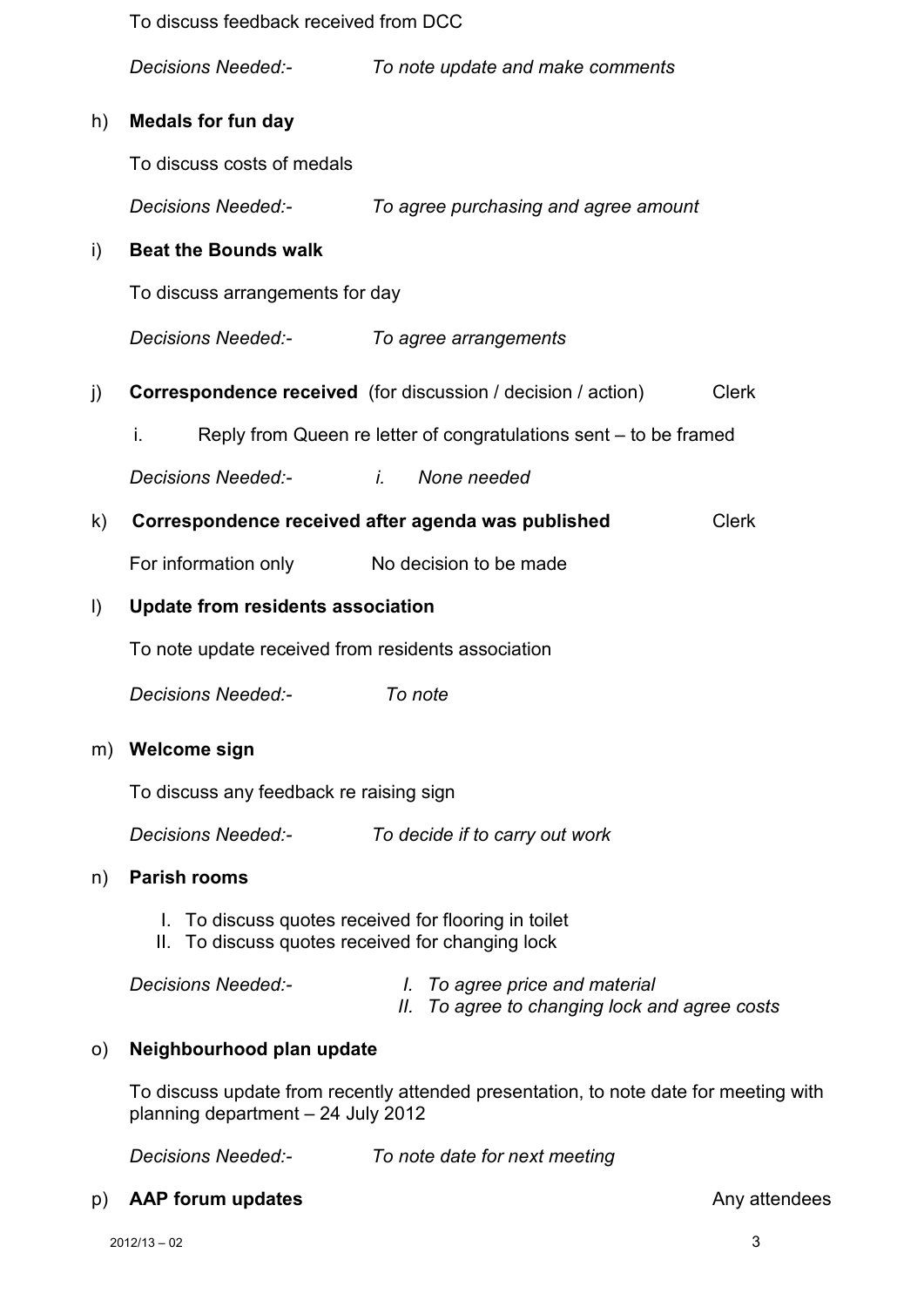To discuss feedback received from DCC

*Decisions Needed:-* *To note update and make comments*

h) **Medals for fun day**

To discuss costs of medals

*Decisions Needed:-* *To agree purchasing and agree amount*

i) **Beat the Bounds walk**

To discuss arrangements for day

*Decisions Needed:-* *To agree arrangements*

j) **Correspondence received** (for discussion / decision / action) Clerk

i. Reply from Queen re letter of congratulations sent – to be framed

*Decisions Needed:-* *i. None needed*

k) **Correspondence received after agenda was published** Clerk

For information only No decision to be made

l) **Update from residents association**

To note update received from residents association

*Decisions Needed:-* *To note*

m) **Welcome sign**

To discuss any feedback re raising sign

*Decisions Needed:-* *To decide if to carry out work*

n) **Parish rooms**

I. To discuss quotes received for flooring in toilet
II. To discuss quotes received for changing lock

*Decisions Needed:-*
*I. To agree price and material*
*II. To agree to changing lock and agree costs*

o) **Neighbourhood plan update**

To discuss update from recently attended presentation, to note date for meeting with planning department – 24 July 2012

*Decisions Needed:-* *To note date for next meeting*

p) **AAP forum updates** Any attendees

2012/13 – 02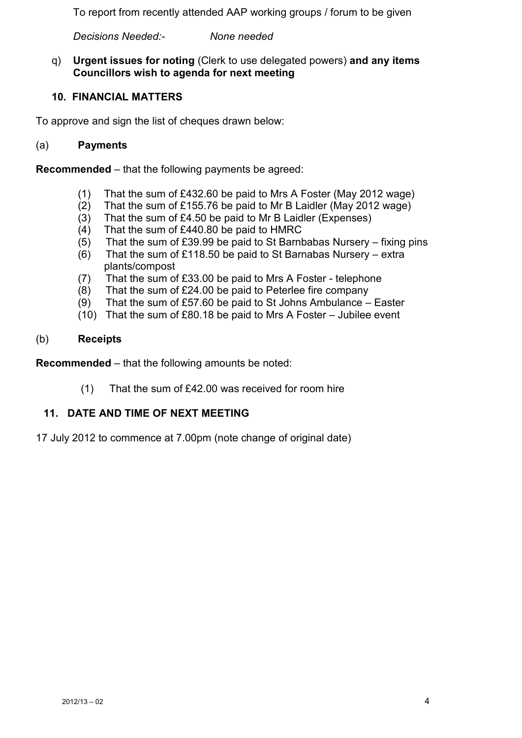To report from recently attended AAP working groups / forum to be given

*Decisions Needed:-* *None needed*

q) **Urgent issues for noting** (Clerk to use delegated powers) **and any items Councillors wish to agenda for next meeting**

## 10. FINANCIAL MATTERS

To approve and sign the list of cheques drawn below:

(a) **Payments**

**Recommended** – that the following payments be agreed:

(1) That the sum of £432.60 be paid to Mrs A Foster (May 2012 wage)
(2) That the sum of £155.76 be paid to Mr B Laidler (May 2012 wage)
(3) That the sum of £4.50 be paid to Mr B Laidler (Expenses)
(4) That the sum of £440.80 be paid to HMRC
(5) That the sum of £39.99 be paid to St Barnbabas Nursery – fixing pins
(6) That the sum of £118.50 be paid to St Barnabas Nursery – extra plants/compost
(7) That the sum of £33.00 be paid to Mrs A Foster - telephone
(8) That the sum of £24.00 be paid to Peterlee fire company
(9) That the sum of £57.60 be paid to St Johns Ambulance – Easter
(10) That the sum of £80.18 be paid to Mrs A Foster – Jubilee event

(b) **Receipts**

**Recommended** – that the following amounts be noted:

(1) That the sum of £42.00 was received for room hire

## 11. DATE AND TIME OF NEXT MEETING

17 July 2012 to commence at 7.00pm (note change of original date)

2012/13 – 02